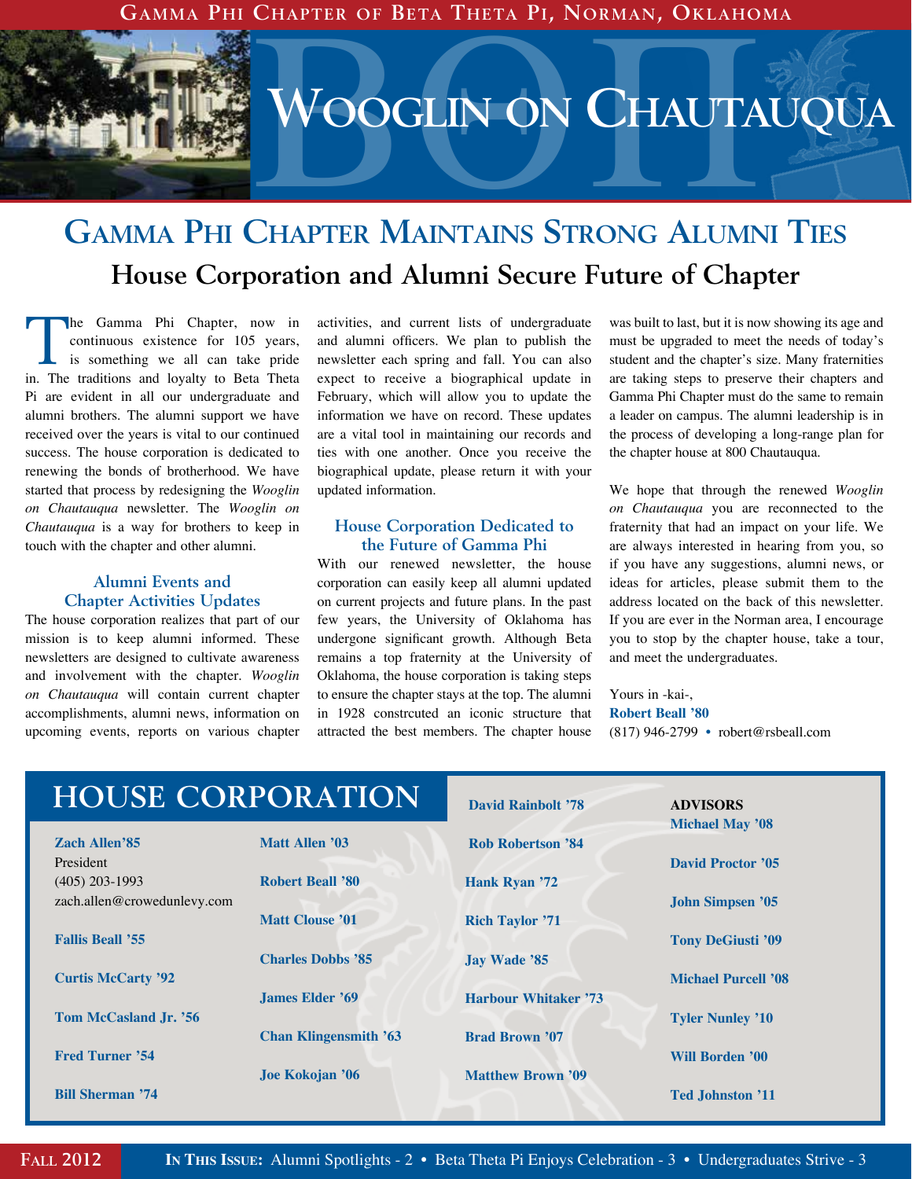Gamma Phi Chapter of Beta Theta Pi, Norman, Oklahoma

# Wooglin on Chautauqua

## Gamma Phi Chapter Maintains Strong Alumni Ties

### House Corporation and Alumni Secure Future of Chapter

The Gamma Phi Chapter, now in continuous existence for 105 years, is something we all can take pride in. The traditions and loyalty to Beta Theta Pi are evident in all our undergraduate and alumni brothers. The alumni support we have received over the years is vital to our continued success. The house corporation is dedicated to renewing the bonds of brotherhood. We have started that process by redesigning the *Wooglin on Chautauqua* newsletter. The *Wooglin on Chautauqua* is a way for brothers to keep in touch with the chapter and other alumni.

#### Alumni Events and Chapter Activities Updates

The house corporation realizes that part of our mission is to keep alumni informed. These newsletters are designed to cultivate awareness and involvement with the chapter. *Wooglin on Chautauqua* will contain current chapter accomplishments, alumni news, information on upcoming events, reports on various chapter activities, and current lists of undergraduate and alumni officers. We plan to publish the newsletter each spring and fall. You can also expect to receive a biographical update in February, which will allow you to update the information we have on record. These updates are a vital tool in maintaining our records and ties with one another. Once you receive the biographical update, please return it with your updated information.

#### House Corporation Dedicated to the Future of Gamma Phi

With our renewed newsletter, the house corporation can easily keep all alumni updated on current projects and future plans. In the past few years, the University of Oklahoma has undergone significant growth. Although Beta remains a top fraternity at the University of Oklahoma, the house corporation is taking steps to ensure the chapter stays at the top. The alumni in 1928 constrcuted an iconic structure that attracted the best members. The chapter house was built to last, but it is now showing its age and must be upgraded to meet the needs of today's student and the chapter's size. Many fraternities are taking steps to preserve their chapters and Gamma Phi Chapter must do the same to remain a leader on campus. The alumni leadership is in the process of developing a long-range plan for the chapter house at 800 Chautauqua.

We hope that through the renewed *Wooglin on Chautauqua* you are reconnected to the fraternity that had an impact on your life. We are always interested in hearing from you, so if you have any suggestions, alumni news, or ideas for articles, please submit them to the address located on the back of this newsletter. If you are ever in the Norman area, I encourage you to stop by the chapter house, take a tour, and meet the undergraduates.

Yours in -kai-,
**Robert Beall '80**
(817) 946-2799 • robert@rsbeall.com

## House Corporation

**Zach Allen'85**
President
(405) 203-1993
zach.allen@crowedunlevy.com

**Fallis Beall '55**

**Curtis McCarty '92**

**Tom McCasland Jr. '56**

**Fred Turner '54**

**Bill Sherman '74**

**Matt Allen '03**

**Robert Beall '80**

**Matt Clouse '01**

**Charles Dobbs '85**

**James Elder '69**

**Chan Klingensmith '63**

**Joe Kokojan '06**

**David Rainbolt '78**

**Rob Robertson '84**

**Hank Ryan '72**

**Rich Taylor '71**

**Jay Wade '85**

**Harbour Whitaker '73**

**Brad Brown '07**

**Matthew Brown '09**

**ADVISORS**

**Michael May '08**

**David Proctor '05**

**John Simpsen '05**

**Tony DeGiusti '09**

**Michael Purcell '08**

**Tyler Nunley '10**

**Will Borden '00**

**Ted Johnston '11**

Fall 2012

**In This Issue:** Alumni Spotlights - 2 • Beta Theta Pi Enjoys Celebration - 3 • Undergraduates Strive - 3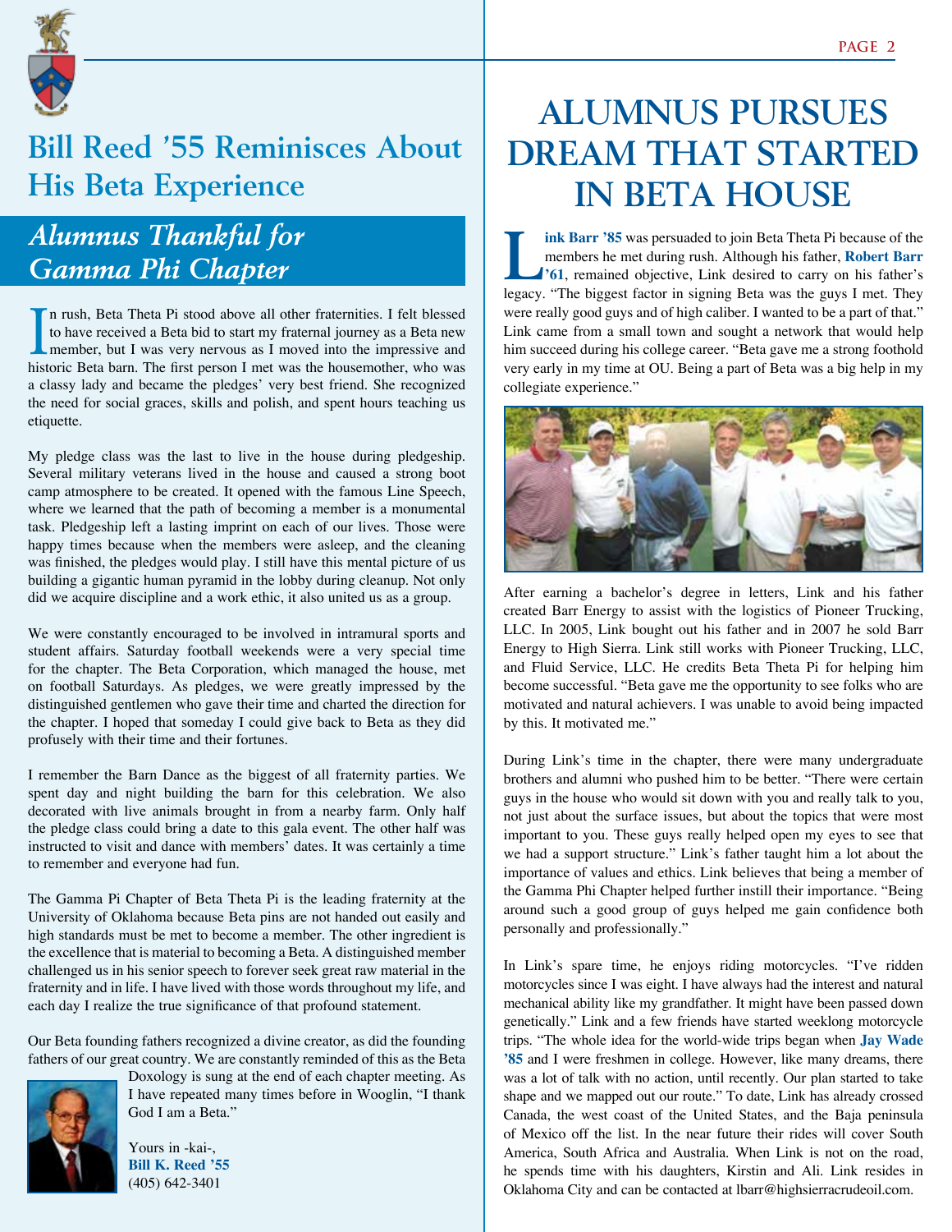# Bill Reed '55 Reminisces About His Beta Experience

## *Alumnus Thankful for Gamma Phi Chapter*

In rush, Beta Theta Pi stood above all other fraternities. I felt blessed to have received a Beta bid to start my fraternal journey as a Beta new member, but I was very nervous as I moved into the impressive and historic Beta barn. The first person I met was the housemother, who was a classy lady and became the pledges' very best friend. She recognized the need for social graces, skills and polish, and spent hours teaching us etiquette.

My pledge class was the last to live in the house during pledgeship. Several military veterans lived in the house and caused a strong boot camp atmosphere to be created. It opened with the famous Line Speech, where we learned that the path of becoming a member is a monumental task. Pledgeship left a lasting imprint on each of our lives. Those were happy times because when the members were asleep, and the cleaning was finished, the pledges would play. I still have this mental picture of us building a gigantic human pyramid in the lobby during cleanup. Not only did we acquire discipline and a work ethic, it also united us as a group.

We were constantly encouraged to be involved in intramural sports and student affairs. Saturday football weekends were a very special time for the chapter. The Beta Corporation, which managed the house, met on football Saturdays. As pledges, we were greatly impressed by the distinguished gentlemen who gave their time and charted the direction for the chapter. I hoped that someday I could give back to Beta as they did profusely with their time and their fortunes.

I remember the Barn Dance as the biggest of all fraternity parties. We spent day and night building the barn for this celebration. We also decorated with live animals brought in from a nearby farm. Only half the pledge class could bring a date to this gala event. The other half was instructed to visit and dance with members' dates. It was certainly a time to remember and everyone had fun.

The Gamma Pi Chapter of Beta Theta Pi is the leading fraternity at the University of Oklahoma because Beta pins are not handed out easily and high standards must be met to become a member. The other ingredient is the excellence that is material to becoming a Beta. A distinguished member challenged us in his senior speech to forever seek great raw material in the fraternity and in life. I have lived with those words throughout my life, and each day I realize the true significance of that profound statement.

Our Beta founding fathers recognized a divine creator, as did the founding fathers of our great country. We are constantly reminded of this as the Beta Doxology is sung at the end of each chapter meeting. As I have repeated many times before in Wooglin, "I thank God I am a Beta."

Yours in -kai-,
**Bill K. Reed '55**
(405) 642-3401

# ALUMNUS PURSUES DREAM THAT STARTED IN BETA HOUSE

**Link Barr '85** was persuaded to join Beta Theta Pi because of the members he met during rush. Although his father, **Robert Barr '61**, remained objective, Link desired to carry on his father's legacy. "The biggest factor in signing Beta was the guys I met. They were really good guys and of high caliber. I wanted to be a part of that." Link came from a small town and sought a network that would help him succeed during his college career. "Beta gave me a strong foothold very early in my time at OU. Being a part of Beta was a big help in my collegiate experience."

After earning a bachelor's degree in letters, Link and his father created Barr Energy to assist with the logistics of Pioneer Trucking, LLC. In 2005, Link bought out his father and in 2007 he sold Barr Energy to High Sierra. Link still works with Pioneer Trucking, LLC, and Fluid Service, LLC. He credits Beta Theta Pi for helping him become successful. "Beta gave me the opportunity to see folks who are motivated and natural achievers. I was unable to avoid being impacted by this. It motivated me."

During Link's time in the chapter, there were many undergraduate brothers and alumni who pushed him to be better. "There were certain guys in the house who would sit down with you and really talk to you, not just about the surface issues, but about the topics that were most important to you. These guys really helped open my eyes to see that we had a support structure." Link's father taught him a lot about the importance of values and ethics. Link believes that being a member of the Gamma Phi Chapter helped further instill their importance. "Being around such a good group of guys helped me gain confidence both personally and professionally."

In Link's spare time, he enjoys riding motorcycles. "I've ridden motorcycles since I was eight. I have always had the interest and natural mechanical ability like my grandfather. It might have been passed down genetically." Link and a few friends have started weeklong motorcycle trips. "The whole idea for the world-wide trips began when **Jay Wade '85** and I were freshmen in college. However, like many dreams, there was a lot of talk with no action, until recently. Our plan started to take shape and we mapped out our route." To date, Link has already crossed Canada, the west coast of the United States, and the Baja peninsula of Mexico off the list. In the near future their rides will cover South America, South Africa and Australia. When Link is not on the road, he spends time with his daughters, Kirstin and Ali. Link resides in Oklahoma City and can be contacted at lbarr@highsierracrudeoil.com.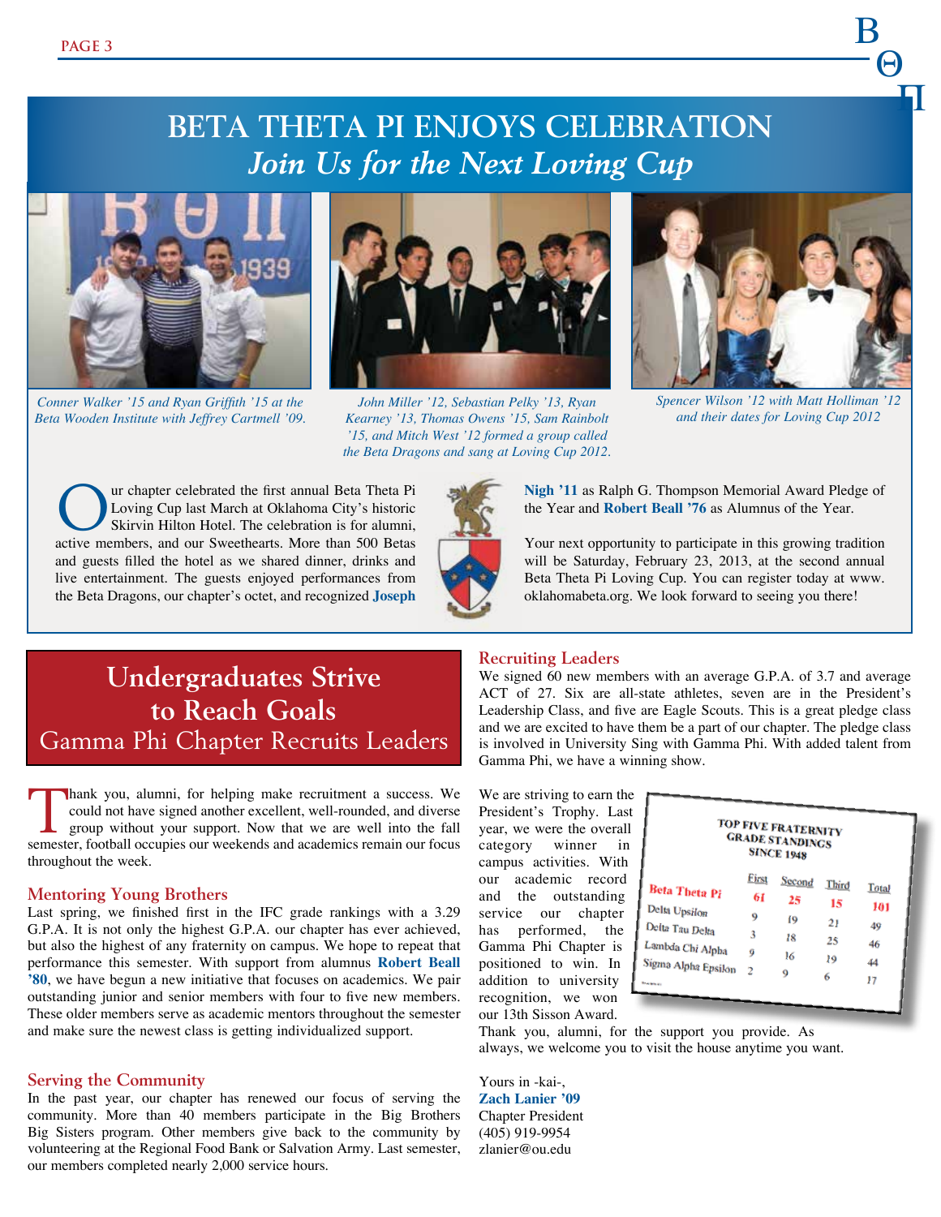# BETA THETA PI ENJOYS CELEBRATION

## *Join Us for the Next Loving Cup*

*Conner Walker '15 and Ryan Griffith '15 at the Beta Wooden Institute with Jeffrey Cartmell '09.*

*John Miller '12, Sebastian Pelky '13, Ryan Kearney '13, Thomas Owens '15, Sam Rainbolt '15, and Mitch West '12 formed a group called the Beta Dragons and sang at Loving Cup 2012.*

*Spencer Wilson '12 with Matt Holliman '12 and their dates for Loving Cup 2012*

Our chapter celebrated the first annual Beta Theta Pi Loving Cup last March at Oklahoma City's historic Skirvin Hilton Hotel. The celebration is for alumni, active members, and our Sweethearts. More than 500 Betas and guests filled the hotel as we shared dinner, drinks and live entertainment. The guests enjoyed performances from the Beta Dragons, our chapter's octet, and recognized **Joseph Nigh '11** as Ralph G. Thompson Memorial Award Pledge of the Year and **Robert Beall '76** as Alumnus of the Year.

Your next opportunity to participate in this growing tradition will be Saturday, February 23, 2013, at the second annual Beta Theta Pi Loving Cup. You can register today at www.oklahomabeta.org. We look forward to seeing you there!

## Undergraduates Strive to Reach Goals

### Gamma Phi Chapter Recruits Leaders

Thank you, alumni, for helping make recruitment a success. We could not have signed another excellent, well-rounded, and diverse group without your support. Now that we are well into the fall semester, football occupies our weekends and academics remain our focus throughout the week.

### Mentoring Young Brothers

Last spring, we finished first in the IFC grade rankings with a 3.29 G.P.A. It is not only the highest G.P.A. our chapter has ever achieved, but also the highest of any fraternity on campus. We hope to repeat that performance this semester. With support from alumnus **Robert Beall '80**, we have begun a new initiative that focuses on academics. We pair outstanding junior and senior members with four to five new members. These older members serve as academic mentors throughout the semester and make sure the newest class is getting individualized support.

### Serving the Community

In the past year, our chapter has renewed our focus of serving the community. More than 40 members participate in the Big Brothers Big Sisters program. Other members give back to the community by volunteering at the Regional Food Bank or Salvation Army. Last semester, our members completed nearly 2,000 service hours.

### Recruiting Leaders

We signed 60 new members with an average G.P.A. of 3.7 and average ACT of 27. Six are all-state athletes, seven are in the President's Leadership Class, and five are Eagle Scouts. This is a great pledge class and we are excited to have them be a part of our chapter. The pledge class is involved in University Sing with Gamma Phi. With added talent from Gamma Phi, we have a winning show.

We are striving to earn the President's Trophy. Last year, we were the overall category winner in campus activities. With our academic record and the outstanding service our chapter has performed, the Gamma Phi Chapter is positioned to win. In addition to university recognition, we won our 13th Sisson Award.

**TOP FIVE FRATERNITY GRADE STANDINGS SINCE 1948**

| | First | Second | Third | Total |
|---|---|---|---|---|
| Beta Theta Pi | 61 | 25 | 15 | 101 |
| Delta Upsilon | 9 | 19 | 21 | 49 |
| Delta Tau Delta | 3 | 18 | 25 | 46 |
| Lambda Chi Alpha | 9 | 16 | 19 | 44 |
| Sigma Alpha Epsilon | 2 | 9 | 6 | 17 |

Thank you, alumni, for the support you provide. As always, we welcome you to visit the house anytime you want.

Yours in -kai-,
**Zach Lanier '09**
Chapter President
(405) 919-9954
zlanier@ou.edu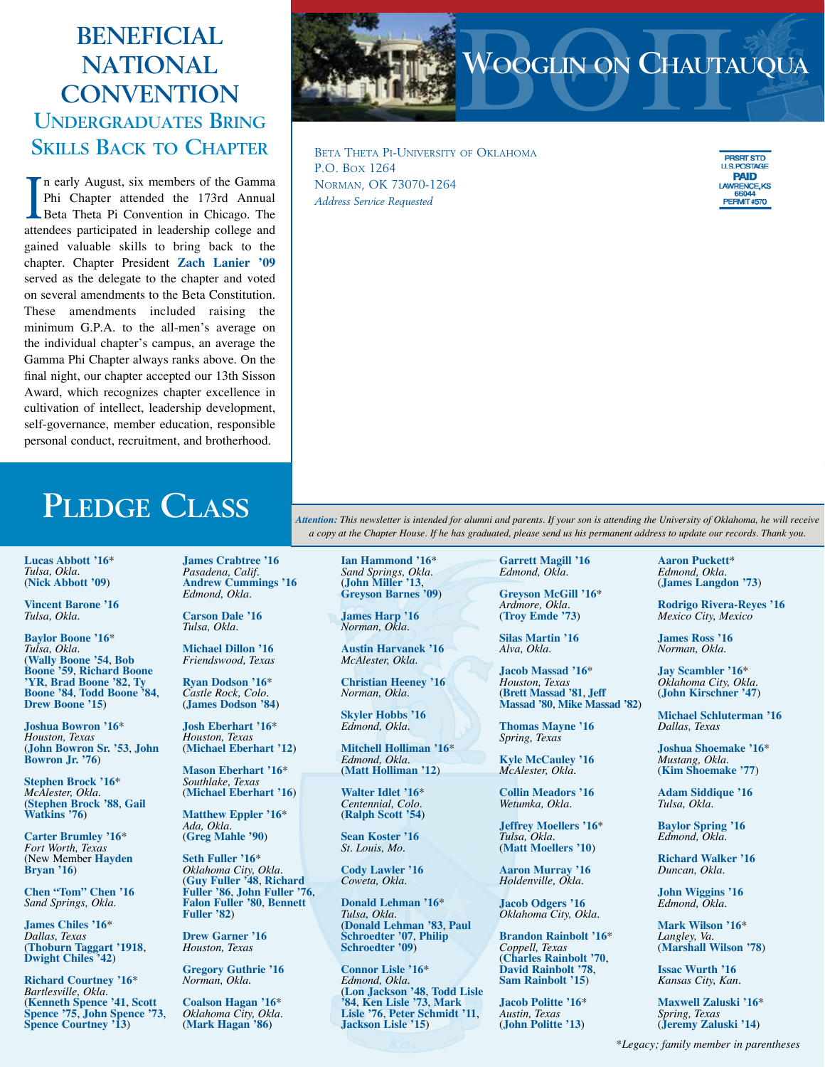# BENEFICIAL NATIONAL CONVENTION

## Undergraduates Bring Skills Back to Chapter

In early August, six members of the Gamma Phi Chapter attended the 173rd Annual Beta Theta Pi Convention in Chicago. The attendees participated in leadership college and gained valuable skills to bring back to the chapter. Chapter President **Zach Lanier '09** served as the delegate to the chapter and voted on several amendments to the Beta Constitution. These amendments included raising the minimum G.P.A. to the all-men's average on the individual chapter's campus, an average the Gamma Phi Chapter always ranks above. On the final night, our chapter accepted our 13th Sisson Award, which recognizes chapter excellence in cultivation of intellect, leadership development, self-governance, member education, responsible personal conduct, recruitment, and brotherhood.

# Wooglin on Chautauqua

Beta Theta Pi-University of Oklahoma
P.O. Box 1264
Norman, OK 73070-1264
*Address Service Requested*

PRSRT STD
U.S.POSTAGE
PAID
LAWRENCE,KS
66044
PERMIT #570

*Attention: This newsletter is intended for alumni and parents. If your son is attending the University of Oklahoma, he will receive a copy at the Chapter House. If he has graduated, please send us his permanent address to update our records. Thank you.*

# Pledge Class

**Lucas Abbott '16***
*Tulsa, Okla.*
(**Nick Abbott '09**)

**Vincent Barone '16**
*Tulsa, Okla.*

**Baylor Boone '16***
*Tulsa, Okla.*
(**Wally Boone '54**, **Bob Boone '59**, **Richard Boone 'YR**, **Brad Boone '82**, **Ty Boone '84**, **Todd Boone '84**, **Drew Boone '15**)

**Joshua Bowron '16***
*Houston, Texas*
(**John Bowron Sr. '53**, **John Bowron Jr. '76**)

**Stephen Brock '16***
*McAlester, Okla.*
(**Stephen Brock '88**, **Gail Watkins '76**)

**Carter Brumley '16***
*Fort Worth, Texas*
(New Member **Hayden Bryan '16**)

**Chen "Tom" Chen '16**
*Sand Springs, Okla.*

**James Chiles '16***
*Dallas, Texas*
(**Thoburn Taggart '1918**, **Dwight Chiles '42**)

**Richard Courtney '16***
*Bartlesville, Okla.*
(**Kenneth Spence '41**, **Scott Spence '75**, **John Spence '73**, **Spence Courtney '13**)

**James Crabtree '16**
*Pasadena, Calif.*

**Andrew Cummings '16**
*Edmond, Okla.*

**Carson Dale '16**
*Tulsa, Okla.*

**Michael Dillon '16**
*Friendswood, Texas*

**Ryan Dodson '16***
*Castle Rock, Colo.*
(**James Dodson '84**)

**Josh Eberhart '16***
*Houston, Texas*
(**Michael Eberhart '12**)

**Mason Eberhart '16***
*Southlake, Texas*
(**Michael Eberhart '16**)

**Matthew Eppler '16***
*Ada, Okla.*
(**Greg Mahle '90**)

**Seth Fuller '16***
*Oklahoma City, Okla.*
(**Guy Fuller '48**, **Richard Fuller '86**, **John Fuller '76**, **Falon Fuller '80**, **Bennett Fuller '82**)

**Drew Garner '16**
*Houston, Texas*

**Gregory Guthrie '16**
*Norman, Okla.*

**Coalson Hagan '16***
*Oklahoma City, Okla.*
(**Mark Hagan '86**)

**Ian Hammond '16***
*Sand Springs, Okla.*
(**John Miller '13**, **Greyson Barnes '09**)

**James Harp '16**
*Norman, Okla.*

**Austin Harvanek '16**
*McAlester, Okla.*

**Christian Heeney '16**
*Norman, Okla.*

**Skyler Hobbs '16**
*Edmond, Okla.*

**Mitchell Holliman '16***
*Edmond, Okla.*
(**Matt Holliman '12**)

**Walter Idlet '16***
*Centennial, Colo.*
(**Ralph Scott '54**)

**Sean Koster '16**
*St. Louis, Mo.*

**Cody Lawler '16**
*Coweta, Okla.*

**Donald Lehman '16***
*Tulsa, Okla.*
(**Donald Lehman '83**, **Paul Schroedter '07**, **Philip Schroedter '09**)

**Connor Lisle '16***
*Edmond, Okla.*
(**Lon Jackson '48**, **Todd Lisle '84**, **Ken Lisle '73**, **Mark Lisle '76**, **Peter Schmidt '11**, **Jackson Lisle '15**)

**Garrett Magill '16**
*Edmond, Okla.*

**Greyson McGill '16***
*Ardmore, Okla.*
(**Troy Emde '73**)

**Silas Martin '16**
*Alva, Okla.*

**Jacob Massad '16***
*Houston, Texas*
(**Brett Massad '81**, **Jeff Massad '80**, **Mike Massad '82**)

**Thomas Mayne '16**
*Spring, Texas*

**Kyle McCauley '16**
*McAlester, Okla.*

**Collin Meadors '16**
*Wetumka, Okla.*

**Jeffrey Moellers '16***
*Tulsa, Okla.*
(**Matt Moellers '10**)

**Aaron Murray '16**
*Holdenville, Okla.*

**Jacob Odgers '16**
*Oklahoma City, Okla.*

**Brandon Rainbolt '16***
*Coppell, Texas*
(**Charles Rainbolt '70**, **David Rainbolt '78**, **Sam Rainbolt '15**)

**Jacob Politte '16***
*Austin, Texas*
(**John Politte '13**)

**Aaron Puckett***
*Edmond, Okla.*
(**James Langdon '73**)

**Rodrigo Rivera-Reyes '16**
*Mexico City, Mexico*

**James Ross '16**
*Norman, Okla.*

**Jay Scambler '16***
*Oklahoma City, Okla.*
(**John Kirschner '47**)

**Michael Schluterman '16**
*Dallas, Texas*

**Joshua Shoemake '16***
*Mustang, Okla.*
(**Kim Shoemake '77**)

**Adam Siddique '16**
*Tulsa, Okla.*

**Baylor Spring '16**
*Edmond, Okla.*

**Richard Walker '16**
*Duncan, Okla.*

**John Wiggins '16**
*Edmond, Okla.*

**Mark Wilson '16***
*Langley, Va.*
(**Marshall Wilson '78**)

**Issac Wurth '16**
*Kansas City, Kan.*

**Maxwell Zaluski '16***
*Spring, Texas*
(**Jeremy Zaluski '14**)

**Legacy; family member in parentheses*